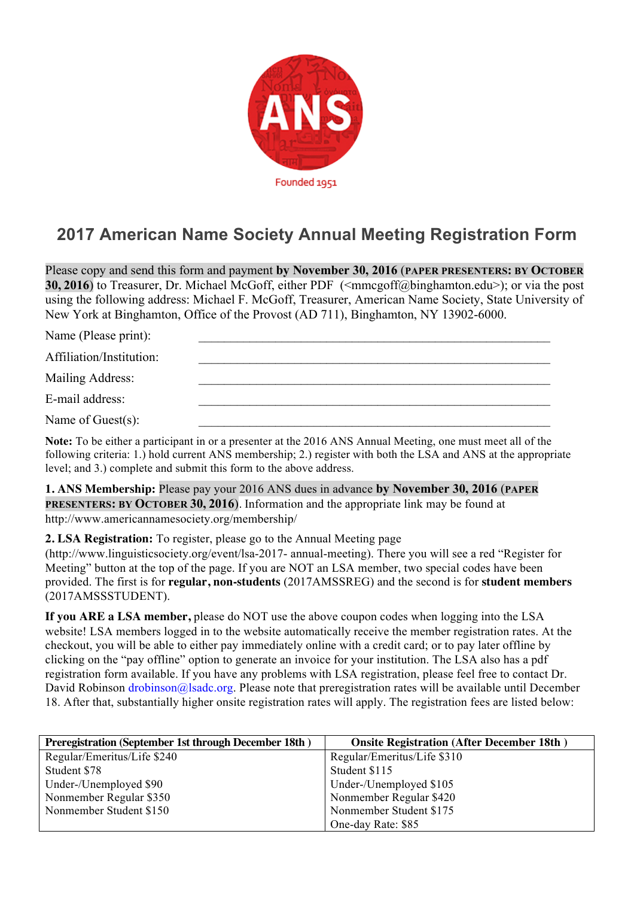Founded 1951

# 2017 American Name Society Annual Meeting Registration Form

Please copy and send this form and payment **by November 30, 2016** (**PAPER PRESENTERS: BY OCTOBER 30, 2016**) to Treasurer, Dr. Michael McGoff, either PDF (<mmcgoff@binghamton.edu>); or via the post using the following address: Michael F. McGoff, Treasurer, American Name Society, State University of New York at Binghamton, Office of the Provost (AD 711), Binghamton, NY 13902-6000.

Name (Please print): ______________________________________________

Affiliation/Institution: ______________________________________________

Mailing Address: ______________________________________________

E-mail address: ______________________________________________

Name of Guest(s): ______________________________________________

**Note:** To be either a participant in or a presenter at the 2016 ANS Annual Meeting, one must meet all of the following criteria: 1.) hold current ANS membership; 2.) register with both the LSA and ANS at the appropriate level; and 3.) complete and submit this form to the above address.

**1. ANS Membership:** Please pay your 2016 ANS dues in advance **by November 30, 2016** (**PAPER PRESENTERS: BY OCTOBER 30, 2016**). Information and the appropriate link may be found at http://www.americannamesociety.org/membership/

**2. LSA Registration:** To register, please go to the Annual Meeting page (http://www.linguisticsociety.org/event/lsa-2017- annual-meeting). There you will see a red "Register for Meeting" button at the top of the page. If you are NOT an LSA member, two special codes have been provided. The first is for **regular, non-students** (2017AMSSREG) and the second is for **student members** (2017AMSSSTUDENT).

**If you ARE a LSA member,** please do NOT use the above coupon codes when logging into the LSA website! LSA members logged in to the website automatically receive the member registration rates. At the checkout, you will be able to either pay immediately online with a credit card; or to pay later offline by clicking on the "pay offline" option to generate an invoice for your institution. The LSA also has a pdf registration form available. If you have any problems with LSA registration, please feel free to contact Dr. David Robinson drobinson@lsadc.org. Please note that preregistration rates will be available until December 18. After that, substantially higher onsite registration rates will apply. The registration fees are listed below:

| Preregistration (September 1st through December 18th ) | Onsite Registration (After December 18th ) |
|---|---|
| Regular/Emeritus/Life $240 | Regular/Emeritus/Life $310 |
| Student $78 | Student $115 |
| Under-/Unemployed $90 | Under-/Unemployed $105 |
| Nonmember Regular $350 | Nonmember Regular $420 |
| Nonmember Student $150 | Nonmember Student $175 |
| | One-day Rate: $85 |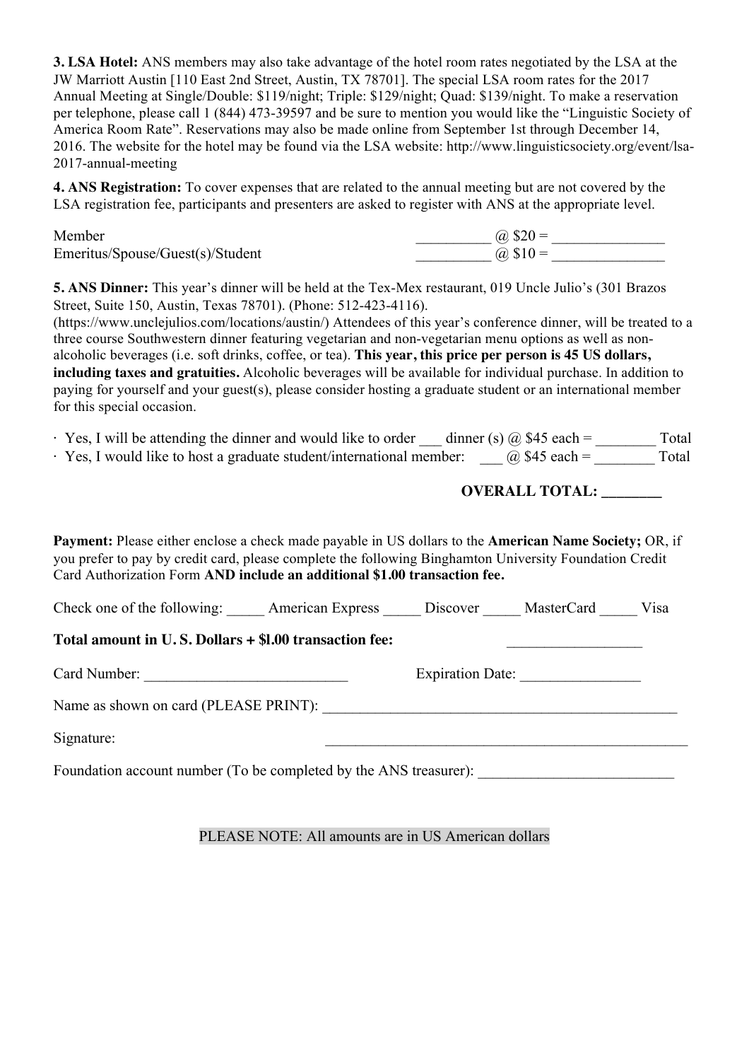**3. LSA Hotel:** ANS members may also take advantage of the hotel room rates negotiated by the LSA at the JW Marriott Austin [110 East 2nd Street, Austin, TX 78701]. The special LSA room rates for the 2017 Annual Meeting at Single/Double: $119/night; Triple: $129/night; Quad: $139/night. To make a reservation per telephone, please call 1 (844) 473-39597 and be sure to mention you would like the "Linguistic Society of America Room Rate". Reservations may also be made online from September 1st through December 14, 2016. The website for the hotel may be found via the LSA website: http://www.linguisticsociety.org/event/lsa-2017-annual-meeting

**4. ANS Registration:** To cover expenses that are related to the annual meeting but are not covered by the LSA registration fee, participants and presenters are asked to register with ANS at the appropriate level.

| | |
|---|---|
| Member | __________ @ $20 = _______________ |
| Emeritus/Spouse/Guest(s)/Student | __________ @ $10 = _______________ |

**5. ANS Dinner:** This year's dinner will be held at the Tex-Mex restaurant, 019 Uncle Julio's (301 Brazos Street, Suite 150, Austin, Texas 78701). (Phone: 512-423-4116). (https://www.unclejulios.com/locations/austin/) Attendees of this year's conference dinner, will be treated to a three course Southwestern dinner featuring vegetarian and non-vegetarian menu options as well as non-alcoholic beverages (i.e. soft drinks, coffee, or tea). **This year, this price per person is 45 US dollars, including taxes and gratuities.** Alcoholic beverages will be available for individual purchase. In addition to paying for yourself and your guest(s), please consider hosting a graduate student or an international member for this special occasion.

· Yes, I will be attending the dinner and would like to order ___ dinner (s) @ $45 each = ________ Total
· Yes, I would like to host a graduate student/international member: ___ @ $45 each = ________ Total

**OVERALL TOTAL: ________**

**Payment:** Please either enclose a check made payable in US dollars to the **American Name Society;** OR, if you prefer to pay by credit card, please complete the following Binghamton University Foundation Credit Card Authorization Form **AND include an additional $1.00 transaction fee.**

Check one of the following: _____ American Express _____ Discover _____ MasterCard _____ Visa

**Total amount in U. S. Dollars + $l.00 transaction fee:** __________________

Card Number: ___________________________ Expiration Date: ________________

Name as shown on card (PLEASE PRINT): _________________________________________________

Signature: __________________________________________________

Foundation account number (To be completed by the ANS treasurer): __________________________

PLEASE NOTE: All amounts are in US American dollars